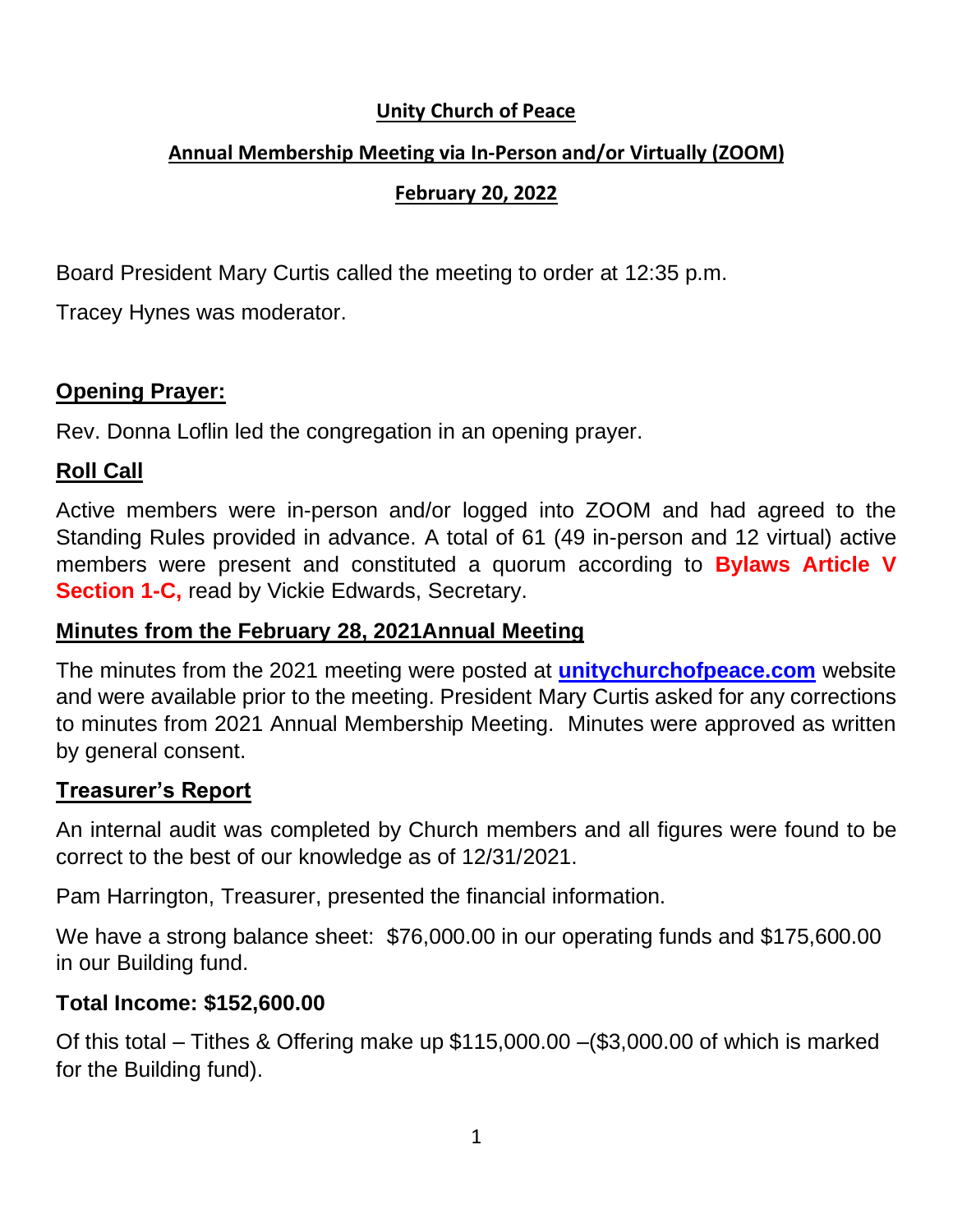**Unity Church of Peace**

**Annual Membership Meeting via In-Person and/or Virtually (ZOOM)**

**February 20, 2022**

Board President Mary Curtis called the meeting to order at 12:35 p.m.

Tracey Hynes was moderator.

## Opening Prayer:

Rev. Donna Loflin led the congregation in an opening prayer.

## Roll Call

Active members were in-person and/or logged into ZOOM and had agreed to the Standing Rules provided in advance. A total of 61 (49 in-person and 12 virtual) active members were present and constituted a quorum according to **Bylaws Article V Section 1-C,** read by Vickie Edwards, Secretary.

## Minutes from the February 28, 2021Annual Meeting

The minutes from the 2021 meeting were posted at **unitychurchofpeace.com** website and were available prior to the meeting. President Mary Curtis asked for any corrections to minutes from 2021 Annual Membership Meeting. Minutes were approved as written by general consent.

## Treasurer's Report

An internal audit was completed by Church members and all figures were found to be correct to the best of our knowledge as of 12/31/2021.

Pam Harrington, Treasurer, presented the financial information.

We have a strong balance sheet: $76,000.00 in our operating funds and $175,600.00 in our Building fund.

**Total Income: $152,600.00**

Of this total – Tithes & Offering make up $115,000.00 –($3,000.00 of which is marked for the Building fund).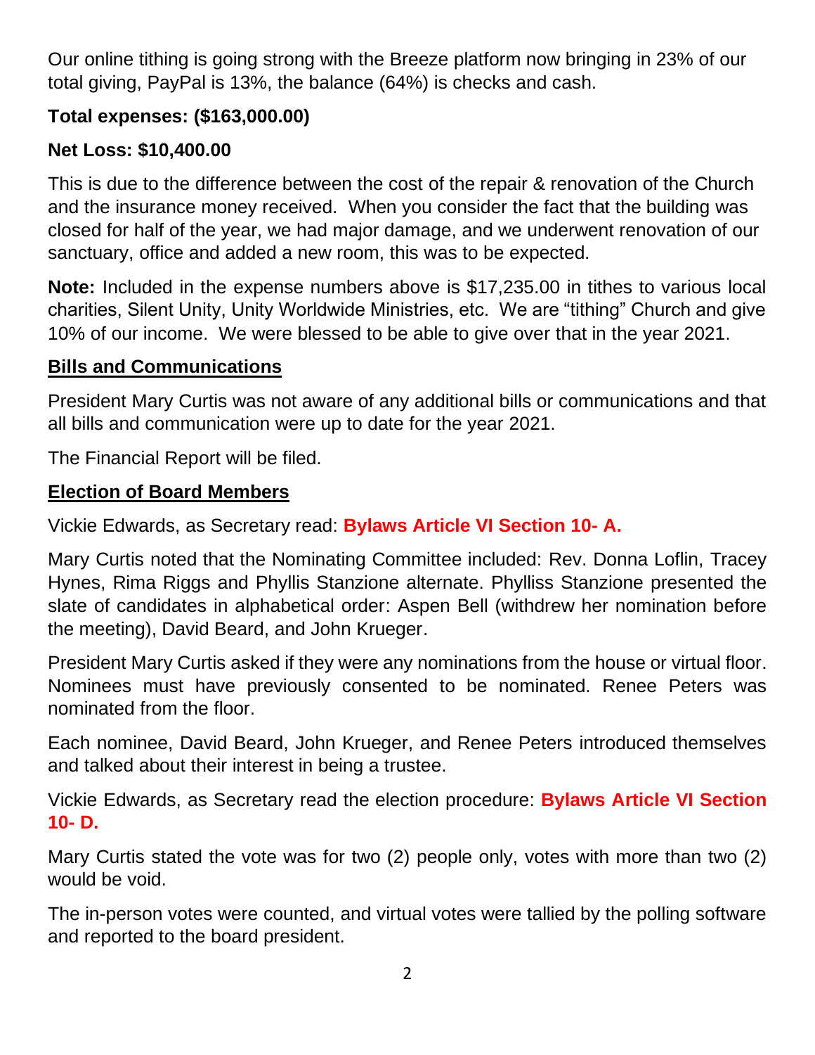Our online tithing is going strong with the Breeze platform now bringing in 23% of our total giving, PayPal is 13%, the balance (64%) is checks and cash.

**Total expenses: ($163,000.00)**

**Net Loss: $10,400.00**

This is due to the difference between the cost of the repair & renovation of the Church and the insurance money received. When you consider the fact that the building was closed for half of the year, we had major damage, and we underwent renovation of our sanctuary, office and added a new room, this was to be expected.

**Note:** Included in the expense numbers above is $17,235.00 in tithes to various local charities, Silent Unity, Unity Worldwide Ministries, etc. We are "tithing" Church and give 10% of our income. We were blessed to be able to give over that in the year 2021.

## Bills and Communications

President Mary Curtis was not aware of any additional bills or communications and that all bills and communication were up to date for the year 2021.

The Financial Report will be filed.

## Election of Board Members

Vickie Edwards, as Secretary read: **Bylaws Article VI Section 10- A.**

Mary Curtis noted that the Nominating Committee included: Rev. Donna Loflin, Tracey Hynes, Rima Riggs and Phyllis Stanzione alternate. Phylliss Stanzione presented the slate of candidates in alphabetical order: Aspen Bell (withdrew her nomination before the meeting), David Beard, and John Krueger.

President Mary Curtis asked if they were any nominations from the house or virtual floor. Nominees must have previously consented to be nominated. Renee Peters was nominated from the floor.

Each nominee, David Beard, John Krueger, and Renee Peters introduced themselves and talked about their interest in being a trustee.

Vickie Edwards, as Secretary read the election procedure: **Bylaws Article VI Section 10- D.**

Mary Curtis stated the vote was for two (2) people only, votes with more than two (2) would be void.

The in-person votes were counted, and virtual votes were tallied by the polling software and reported to the board president.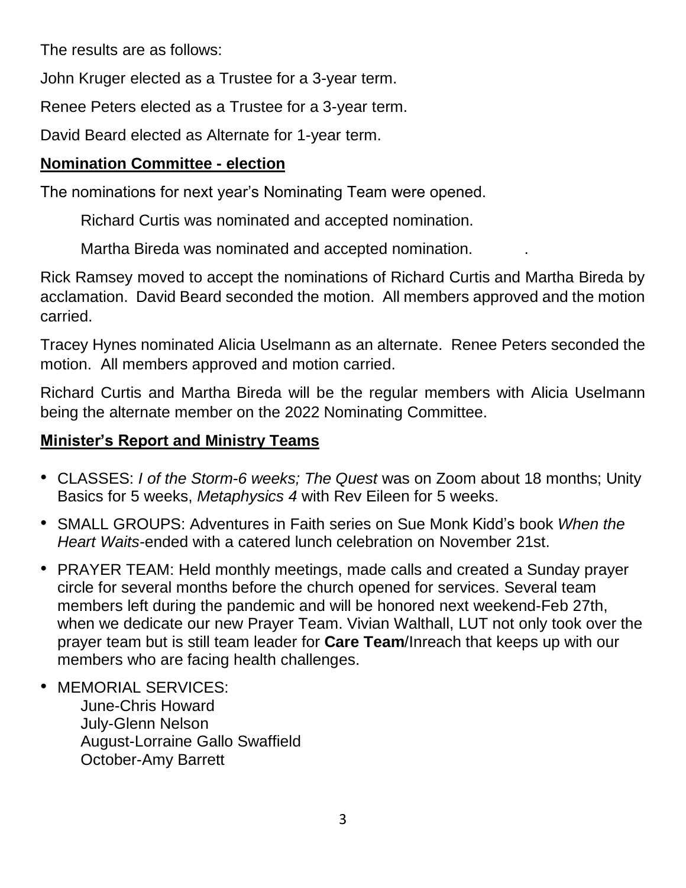The results are as follows:

John Kruger elected as a Trustee for a 3-year term.

Renee Peters elected as a Trustee for a 3-year term.

David Beard elected as Alternate for 1-year term.

**Nomination Committee - election**

The nominations for next year's Nominating Team were opened.

Richard Curtis was nominated and accepted nomination.

Martha Bireda was nominated and accepted nomination.

Rick Ramsey moved to accept the nominations of Richard Curtis and Martha Bireda by acclamation. David Beard seconded the motion. All members approved and the motion carried.

Tracey Hynes nominated Alicia Uselmann as an alternate. Renee Peters seconded the motion. All members approved and motion carried.

Richard Curtis and Martha Bireda will be the regular members with Alicia Uselmann being the alternate member on the 2022 Nominating Committee.

**Minister's Report and Ministry Teams**

- CLASSES: *I of the Storm-6 weeks; The Quest* was on Zoom about 18 months; Unity Basics for 5 weeks, *Metaphysics 4* with Rev Eileen for 5 weeks.
- SMALL GROUPS: Adventures in Faith series on Sue Monk Kidd's book *When the Heart Waits*-ended with a catered lunch celebration on November 21st.
- PRAYER TEAM: Held monthly meetings, made calls and created a Sunday prayer circle for several months before the church opened for services. Several team members left during the pandemic and will be honored next weekend-Feb 27th, when we dedicate our new Prayer Team. Vivian Walthall, LUT not only took over the prayer team but is still team leader for **Care Team**/Inreach that keeps up with our members who are facing health challenges.
- MEMORIAL SERVICES:
  June-Chris Howard
  July-Glenn Nelson
  August-Lorraine Gallo Swaffield
  October-Amy Barrett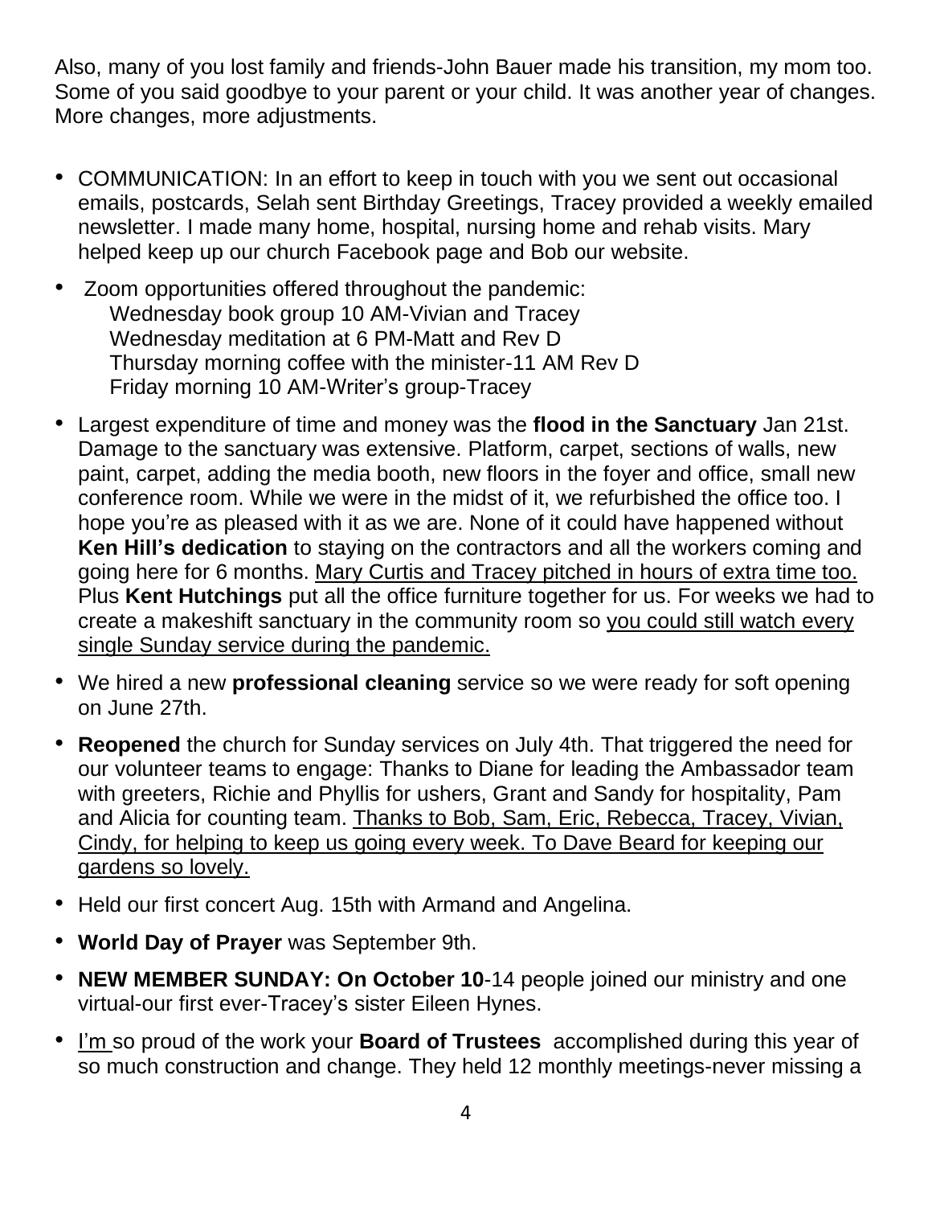Also, many of you lost family and friends-John Bauer made his transition, my mom too. Some of you said goodbye to your parent or your child. It was another year of changes. More changes, more adjustments.

- COMMUNICATION: In an effort to keep in touch with you we sent out occasional emails, postcards, Selah sent Birthday Greetings, Tracey provided a weekly emailed newsletter. I made many home, hospital, nursing home and rehab visits. Mary helped keep up our church Facebook page and Bob our website.
- Zoom opportunities offered throughout the pandemic:
  Wednesday book group 10 AM-Vivian and Tracey
  Wednesday meditation at 6 PM-Matt and Rev D
  Thursday morning coffee with the minister-11 AM Rev D
  Friday morning 10 AM-Writer's group-Tracey
- Largest expenditure of time and money was the **flood in the Sanctuary** Jan 21st. Damage to the sanctuary was extensive. Platform, carpet, sections of walls, new paint, carpet, adding the media booth, new floors in the foyer and office, small new conference room. While we were in the midst of it, we refurbished the office too. I hope you're as pleased with it as we are. None of it could have happened without **Ken Hill's dedication** to staying on the contractors and all the workers coming and going here for 6 months. Mary Curtis and Tracey pitched in hours of extra time too. Plus **Kent Hutchings** put all the office furniture together for us. For weeks we had to create a makeshift sanctuary in the community room so you could still watch every single Sunday service during the pandemic.
- We hired a new **professional cleaning** service so we were ready for soft opening on June 27th.
- **Reopened** the church for Sunday services on July 4th. That triggered the need for our volunteer teams to engage: Thanks to Diane for leading the Ambassador team with greeters, Richie and Phyllis for ushers, Grant and Sandy for hospitality, Pam and Alicia for counting team. Thanks to Bob, Sam, Eric, Rebecca, Tracey, Vivian, Cindy, for helping to keep us going every week. To Dave Beard for keeping our gardens so lovely.
- Held our first concert Aug. 15th with Armand and Angelina.
- **World Day of Prayer** was September 9th.
- **NEW MEMBER SUNDAY: On October 10**-14 people joined our ministry and one virtual-our first ever-Tracey's sister Eileen Hynes.
- I'm so proud of the work your **Board of Trustees** accomplished during this year of so much construction and change. They held 12 monthly meetings-never missing a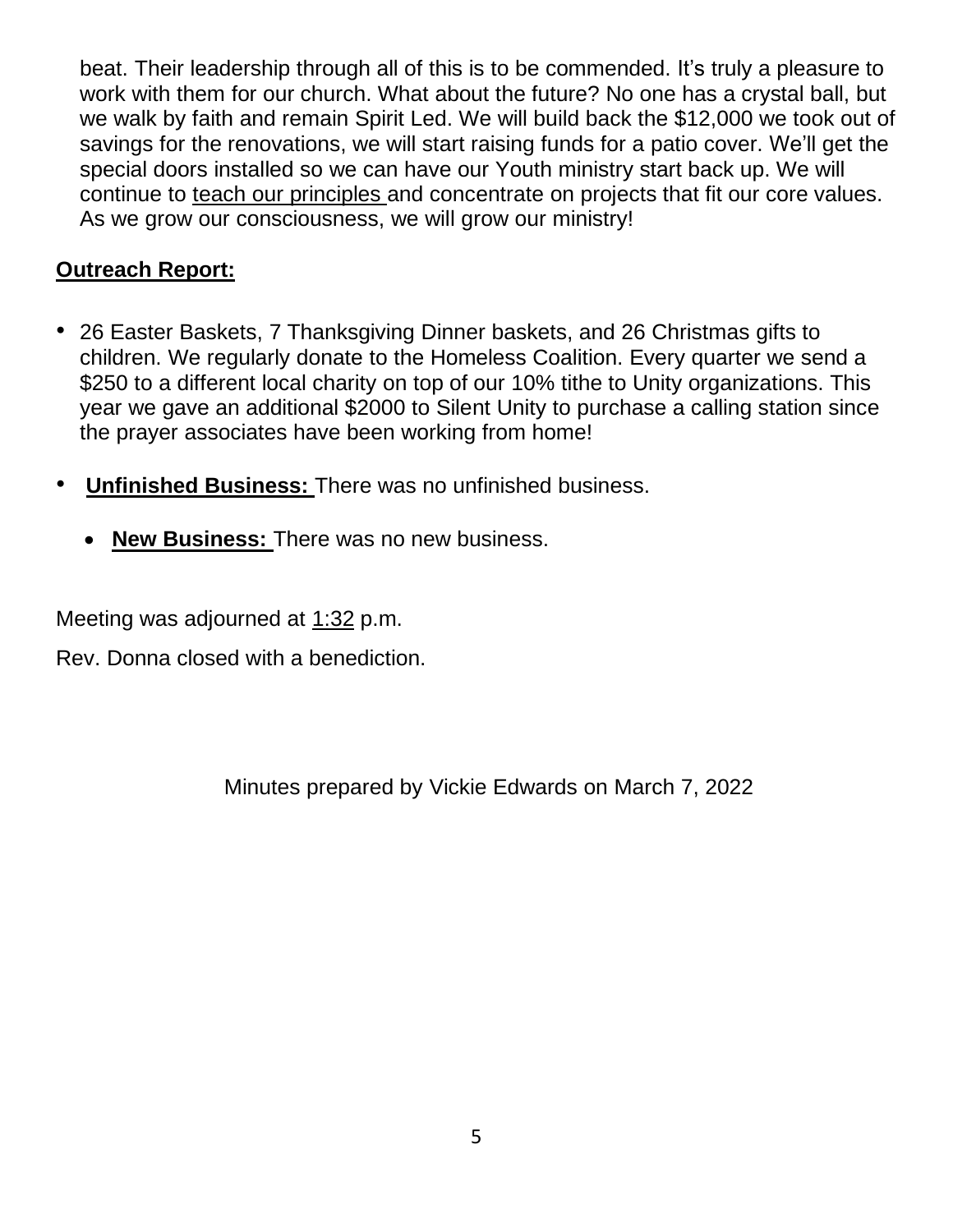beat. Their leadership through all of this is to be commended. It's truly a pleasure to work with them for our church. What about the future? No one has a crystal ball, but we walk by faith and remain Spirit Led. We will build back the $12,000 we took out of savings for the renovations, we will start raising funds for a patio cover. We'll get the special doors installed so we can have our Youth ministry start back up. We will continue to teach our principles and concentrate on projects that fit our core values. As we grow our consciousness, we will grow our ministry!

**Outreach Report:**

- 26 Easter Baskets, 7 Thanksgiving Dinner baskets, and 26 Christmas gifts to children. We regularly donate to the Homeless Coalition. Every quarter we send a $250 to a different local charity on top of our 10% tithe to Unity organizations. This year we gave an additional $2000 to Silent Unity to purchase a calling station since the prayer associates have been working from home!

- **Unfinished Business:** There was no unfinished business.

  - **New Business:** There was no new business.

Meeting was adjourned at 1:32 p.m.

Rev. Donna closed with a benediction.

Minutes prepared by Vickie Edwards on March 7, 2022